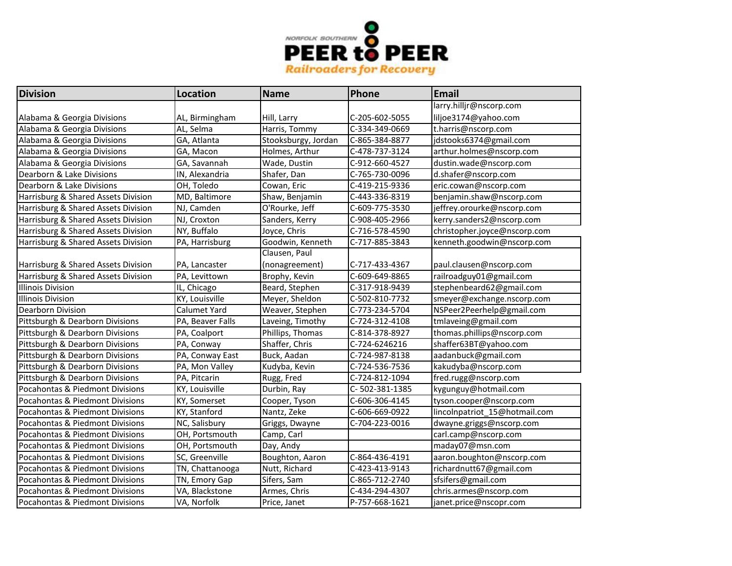NORFOLK SOUTHERN

# PEER to PEER

**Railroaders for Recovery**

| Division | Location | Name | Phone | Email |
|---|---|---|---|---|
| Alabama & Georgia Divisions | AL, Birmingham | Hill, Larry | C-205-602-5055 | larry.hilljr@nscorp.com liljoe3174@yahoo.com |
| Alabama & Georgia Divisions | AL, Selma | Harris, Tommy | C-334-349-0669 | t.harris@nscorp.com |
| Alabama & Georgia Divisions | GA, Atlanta | Stooksburgy, Jordan | C-865-384-8877 | jdstooks6374@gmail.com |
| Alabama & Georgia Divisions | GA, Macon | Holmes, Arthur | C-478-737-3124 | arthur.holmes@nscorp.com |
| Alabama & Georgia Divisions | GA, Savannah | Wade, Dustin | C-912-660-4527 | dustin.wade@nscorp.com |
| Dearborn & Lake Divisions | IN, Alexandria | Shafer, Dan | C-765-730-0096 | d.shafer@nscorp.com |
| Dearborn & Lake Divisions | OH, Toledo | Cowan, Eric | C-419-215-9336 | eric.cowan@nscorp.com |
| Harrisburg & Shared Assets Division | MD, Baltimore | Shaw, Benjamin | C-443-336-8319 | benjamin.shaw@nscorp.com |
| Harrisburg & Shared Assets Division | NJ, Camden | O'Rourke, Jeff | C-609-775-3530 | jeffrey.orourke@nscorp.com |
| Harrisburg & Shared Assets Division | NJ, Croxton | Sanders, Kerry | C-908-405-2966 | kerry.sanders2@nscorp.com |
| Harrisburg & Shared Assets Division | NY, Buffalo | Joyce, Chris | C-716-578-4590 | christopher.joyce@nscorp.com |
| Harrisburg & Shared Assets Division | PA, Harrisburg | Goodwin, Kenneth | C-717-885-3843 | kenneth.goodwin@nscorp.com |
| Harrisburg & Shared Assets Division | PA, Lancaster | Clausen, Paul (nonagreement) | C-717-433-4367 | paul.clausen@nscorp.com |
| Harrisburg & Shared Assets Division | PA, Levittown | Brophy, Kevin | C-609-649-8865 | railroadguy01@gmail.com |
| Illinois Division | IL, Chicago | Beard, Stephen | C-317-918-9439 | stephenbeard62@gmail.com |
| Illinois Division | KY, Louisville | Meyer, Sheldon | C-502-810-7732 | smeyer@exchange.nscorp.com |
| Dearborn Division | Calumet Yard | Weaver, Stephen | C-773-234-5704 | NSPeer2Peerhelp@gmail.com |
| Pittsburgh & Dearborn Divisions | PA, Beaver Falls | Laveing, Timothy | C-724-312-4108 | tmlaveing@gmail.com |
| Pittsburgh & Dearborn Divisions | PA, Coalport | Phillips, Thomas | C-814-378-8927 | thomas.phillips@nscorp.com |
| Pittsburgh & Dearborn Divisions | PA, Conway | Shaffer, Chris | C-724-6246216 | shaffer63BT@yahoo.com |
| Pittsburgh & Dearborn Divisions | PA, Conway East | Buck, Aadan | C-724-987-8138 | aadanbuck@gmail.com |
| Pittsburgh & Dearborn Divisions | PA, Mon Valley | Kudyba, Kevin | C-724-536-7536 | kakudyba@nscorp.com |
| Pittsburgh & Dearborn Divisions | PA, Pitcarin | Rugg, Fred | C-724-812-1094 | fred.rugg@nscorp.com |
| Pocahontas & Piedmont Divisions | KY, Louisville | Durbin, Ray | C- 502-381-1385 | kygunguy@hotmail.com |
| Pocahontas & Piedmont Divisions | KY, Somerset | Cooper, Tyson | C-606-306-4145 | tyson.cooper@nscorp.com |
| Pocahontas & Piedmont Divisions | KY, Stanford | Nantz, Zeke | C-606-669-0922 | lincolnpatriot_15@hotmail.com |
| Pocahontas & Piedmont Divisions | NC, Salisbury | Griggs, Dwayne | C-704-223-0016 | dwayne.griggs@nscorp.com |
| Pocahontas & Piedmont Divisions | OH, Portsmouth | Camp, Carl | | carl.camp@nscorp.com |
| Pocahontas & Piedmont Divisions | OH, Portsmouth | Day, Andy | | maday07@msn.com |
| Pocahontas & Piedmont Divisions | SC, Greenville | Boughton, Aaron | C-864-436-4191 | aaron.boughton@nscorp.com |
| Pocahontas & Piedmont Divisions | TN, Chattanooga | Nutt, Richard | C-423-413-9143 | richardnutt67@gmail.com |
| Pocahontas & Piedmont Divisions | TN, Emory Gap | Sifers, Sam | C-865-712-2740 | sfsifers@gmail.com |
| Pocahontas & Piedmont Divisions | VA, Blackstone | Armes, Chris | C-434-294-4307 | chris.armes@nscorp.com |
| Pocahontas & Piedmont Divisions | VA, Norfolk | Price, Janet | P-757-668-1621 | janet.price@nscopr.com |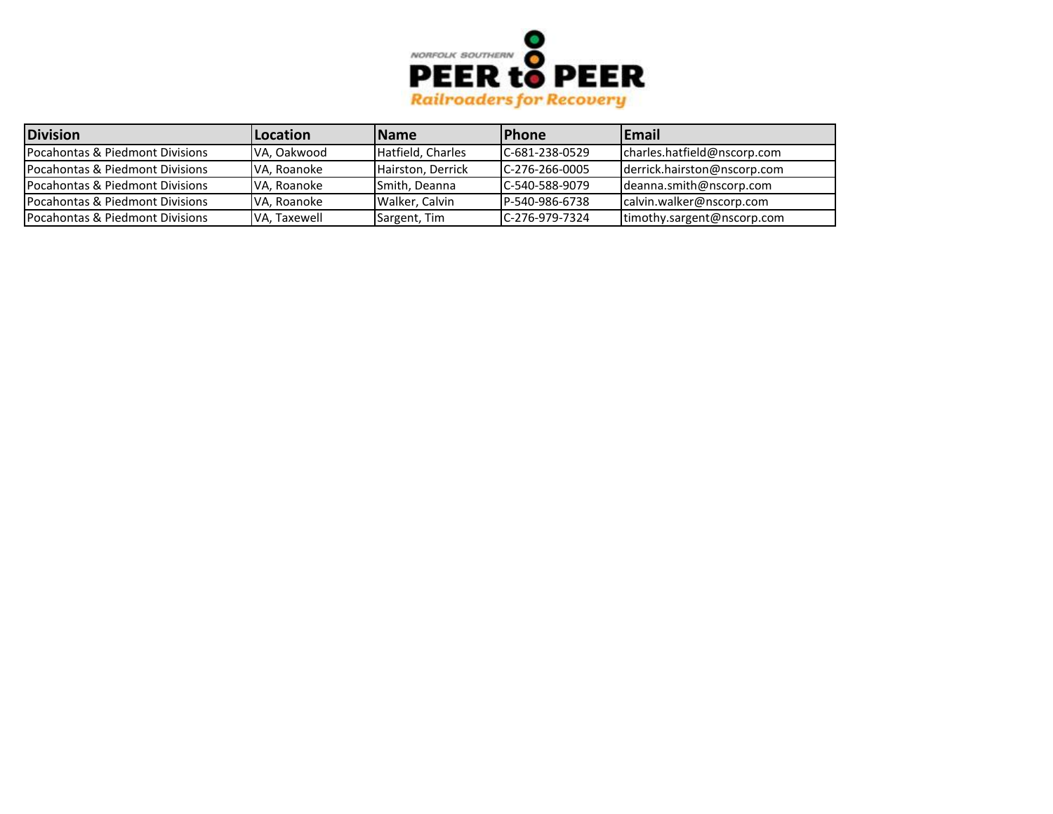| Division | Location | Name | Phone | Email |
|---|---|---|---|---|
| Pocahontas & Piedmont Divisions | VA, Oakwood | Hatfield, Charles | C-681-238-0529 | charles.hatfield@nscorp.com |
| Pocahontas & Piedmont Divisions | VA, Roanoke | Hairston, Derrick | C-276-266-0005 | derrick.hairston@nscorp.com |
| Pocahontas & Piedmont Divisions | VA, Roanoke | Smith, Deanna | C-540-588-9079 | deanna.smith@nscorp.com |
| Pocahontas & Piedmont Divisions | VA, Roanoke | Walker, Calvin | P-540-986-6738 | calvin.walker@nscorp.com |
| Pocahontas & Piedmont Divisions | VA, Taxewell | Sargent, Tim | C-276-979-7324 | timothy.sargent@nscorp.com |